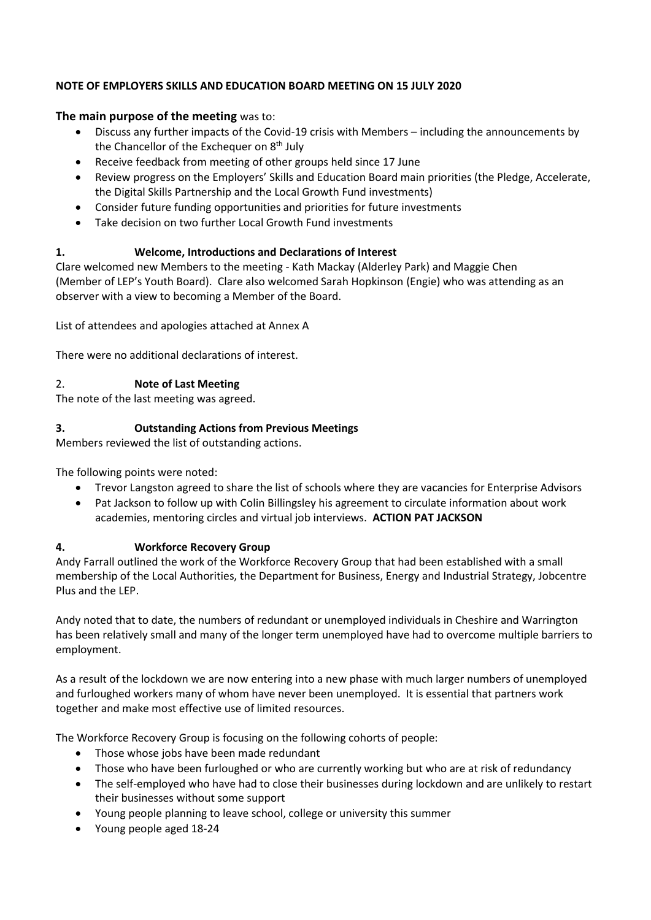**NOTE OF EMPLOYERS SKILLS AND EDUCATION BOARD MEETING ON 15 JULY 2020**

**The main purpose of the meeting** was to:

- Discuss any further impacts of the Covid-19 crisis with Members – including the announcements by the Chancellor of the Exchequer on 8th July
- Receive feedback from meeting of other groups held since 17 June
- Review progress on the Employers' Skills and Education Board main priorities (the Pledge, Accelerate, the Digital Skills Partnership and the Local Growth Fund investments)
- Consider future funding opportunities and priorities for future investments
- Take decision on two further Local Growth Fund investments

**1. Welcome, Introductions and Declarations of Interest**

Clare welcomed new Members to the meeting - Kath Mackay (Alderley Park) and Maggie Chen (Member of LEP's Youth Board). Clare also welcomed Sarah Hopkinson (Engie) who was attending as an observer with a view to becoming a Member of the Board.

List of attendees and apologies attached at Annex A

There were no additional declarations of interest.

2. **Note of Last Meeting**

The note of the last meeting was agreed.

**3. Outstanding Actions from Previous Meetings**

Members reviewed the list of outstanding actions.

The following points were noted:

- Trevor Langston agreed to share the list of schools where they are vacancies for Enterprise Advisors
- Pat Jackson to follow up with Colin Billingsley his agreement to circulate information about work academies, mentoring circles and virtual job interviews. **ACTION PAT JACKSON**

**4. Workforce Recovery Group**

Andy Farrall outlined the work of the Workforce Recovery Group that had been established with a small membership of the Local Authorities, the Department for Business, Energy and Industrial Strategy, Jobcentre Plus and the LEP.

Andy noted that to date, the numbers of redundant or unemployed individuals in Cheshire and Warrington has been relatively small and many of the longer term unemployed have had to overcome multiple barriers to employment.

As a result of the lockdown we are now entering into a new phase with much larger numbers of unemployed and furloughed workers many of whom have never been unemployed. It is essential that partners work together and make most effective use of limited resources.

The Workforce Recovery Group is focusing on the following cohorts of people:

- Those whose jobs have been made redundant
- Those who have been furloughed or who are currently working but who are at risk of redundancy
- The self-employed who have had to close their businesses during lockdown and are unlikely to restart their businesses without some support
- Young people planning to leave school, college or university this summer
- Young people aged 18-24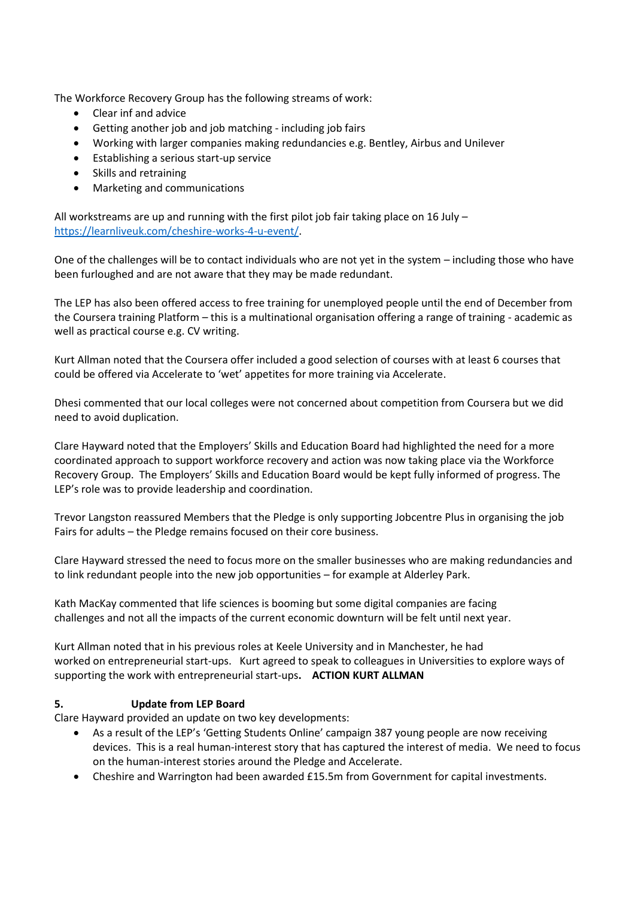The Workforce Recovery Group has the following streams of work:

- Clear inf and advice
- Getting another job and job matching - including job fairs
- Working with larger companies making redundancies e.g. Bentley, Airbus and Unilever
- Establishing a serious start-up service
- Skills and retraining
- Marketing and communications

All workstreams are up and running with the first pilot job fair taking place on 16 July – https://learnliveuk.com/cheshire-works-4-u-event/.

One of the challenges will be to contact individuals who are not yet in the system – including those who have been furloughed and are not aware that they may be made redundant.

The LEP has also been offered access to free training for unemployed people until the end of December from the Coursera training Platform – this is a multinational organisation offering a range of training - academic as well as practical course e.g. CV writing.

Kurt Allman noted that the Coursera offer included a good selection of courses with at least 6 courses that could be offered via Accelerate to 'wet' appetites for more training via Accelerate.

Dhesi commented that our local colleges were not concerned about competition from Coursera but we did need to avoid duplication.

Clare Hayward noted that the Employers' Skills and Education Board had highlighted the need for a more coordinated approach to support workforce recovery and action was now taking place via the Workforce Recovery Group. The Employers' Skills and Education Board would be kept fully informed of progress. The LEP's role was to provide leadership and coordination.

Trevor Langston reassured Members that the Pledge is only supporting Jobcentre Plus in organising the job Fairs for adults – the Pledge remains focused on their core business.

Clare Hayward stressed the need to focus more on the smaller businesses who are making redundancies and to link redundant people into the new job opportunities – for example at Alderley Park.

Kath MacKay commented that life sciences is booming but some digital companies are facing challenges and not all the impacts of the current economic downturn will be felt until next year.

Kurt Allman noted that in his previous roles at Keele University and in Manchester, he had worked on entrepreneurial start-ups. Kurt agreed to speak to colleagues in Universities to explore ways of supporting the work with entrepreneurial start-ups**. ACTION KURT ALLMAN**

## 5. Update from LEP Board

Clare Hayward provided an update on two key developments:

- As a result of the LEP's 'Getting Students Online' campaign 387 young people are now receiving devices. This is a real human-interest story that has captured the interest of media. We need to focus on the human-interest stories around the Pledge and Accelerate.
- Cheshire and Warrington had been awarded £15.5m from Government for capital investments.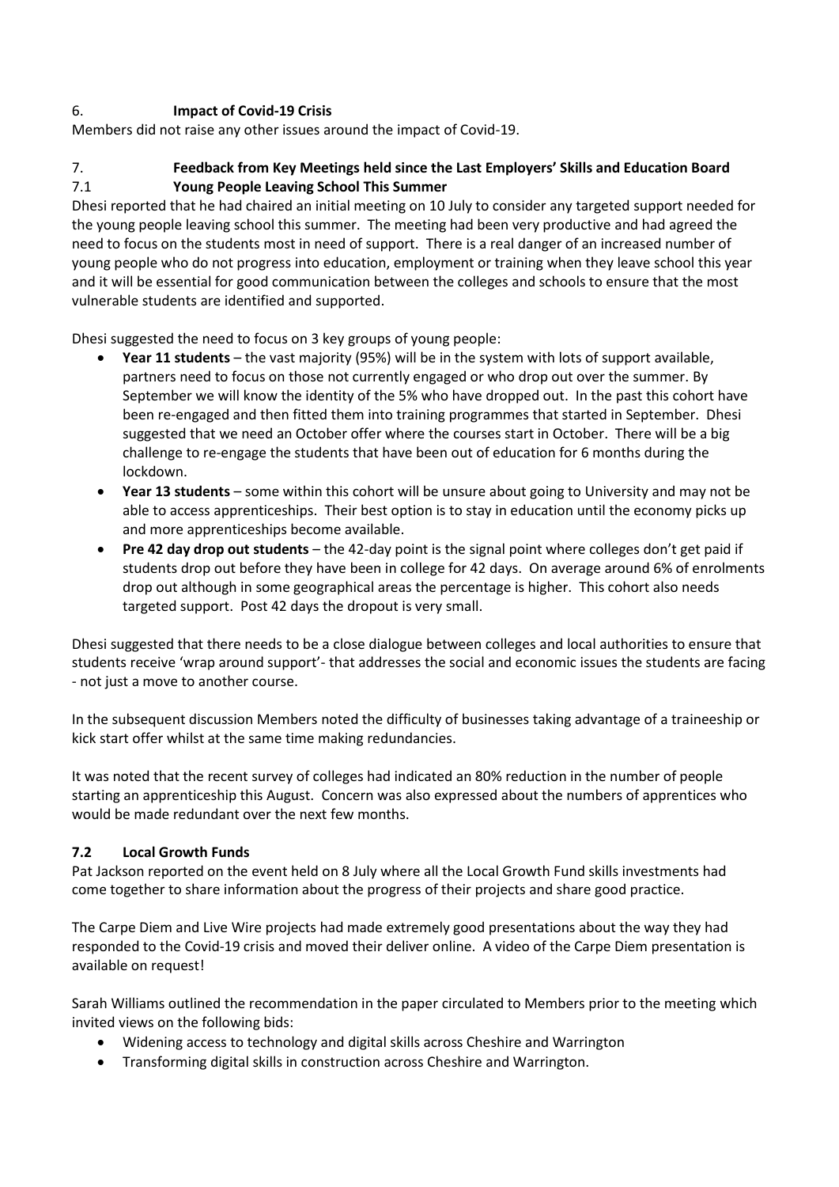## 6. Impact of Covid-19 Crisis

Members did not raise any other issues around the impact of Covid-19.

## 7. Feedback from Key Meetings held since the Last Employers' Skills and Education Board

### 7.1 Young People Leaving School This Summer

Dhesi reported that he had chaired an initial meeting on 10 July to consider any targeted support needed for the young people leaving school this summer. The meeting had been very productive and had agreed the need to focus on the students most in need of support. There is a real danger of an increased number of young people who do not progress into education, employment or training when they leave school this year and it will be essential for good communication between the colleges and schools to ensure that the most vulnerable students are identified and supported.

Dhesi suggested the need to focus on 3 key groups of young people:

- **Year 11 students** – the vast majority (95%) will be in the system with lots of support available, partners need to focus on those not currently engaged or who drop out over the summer. By September we will know the identity of the 5% who have dropped out. In the past this cohort have been re-engaged and then fitted them into training programmes that started in September. Dhesi suggested that we need an October offer where the courses start in October. There will be a big challenge to re-engage the students that have been out of education for 6 months during the lockdown.
- **Year 13 students** – some within this cohort will be unsure about going to University and may not be able to access apprenticeships. Their best option is to stay in education until the economy picks up and more apprenticeships become available.
- **Pre 42 day drop out students** – the 42-day point is the signal point where colleges don't get paid if students drop out before they have been in college for 42 days. On average around 6% of enrolments drop out although in some geographical areas the percentage is higher. This cohort also needs targeted support. Post 42 days the dropout is very small.

Dhesi suggested that there needs to be a close dialogue between colleges and local authorities to ensure that students receive 'wrap around support'- that addresses the social and economic issues the students are facing - not just a move to another course.

In the subsequent discussion Members noted the difficulty of businesses taking advantage of a traineeship or kick start offer whilst at the same time making redundancies.

It was noted that the recent survey of colleges had indicated an 80% reduction in the number of people starting an apprenticeship this August. Concern was also expressed about the numbers of apprentices who would be made redundant over the next few months.

### 7.2 Local Growth Funds

Pat Jackson reported on the event held on 8 July where all the Local Growth Fund skills investments had come together to share information about the progress of their projects and share good practice.

The Carpe Diem and Live Wire projects had made extremely good presentations about the way they had responded to the Covid-19 crisis and moved their deliver online. A video of the Carpe Diem presentation is available on request!

Sarah Williams outlined the recommendation in the paper circulated to Members prior to the meeting which invited views on the following bids:

- Widening access to technology and digital skills across Cheshire and Warrington
- Transforming digital skills in construction across Cheshire and Warrington.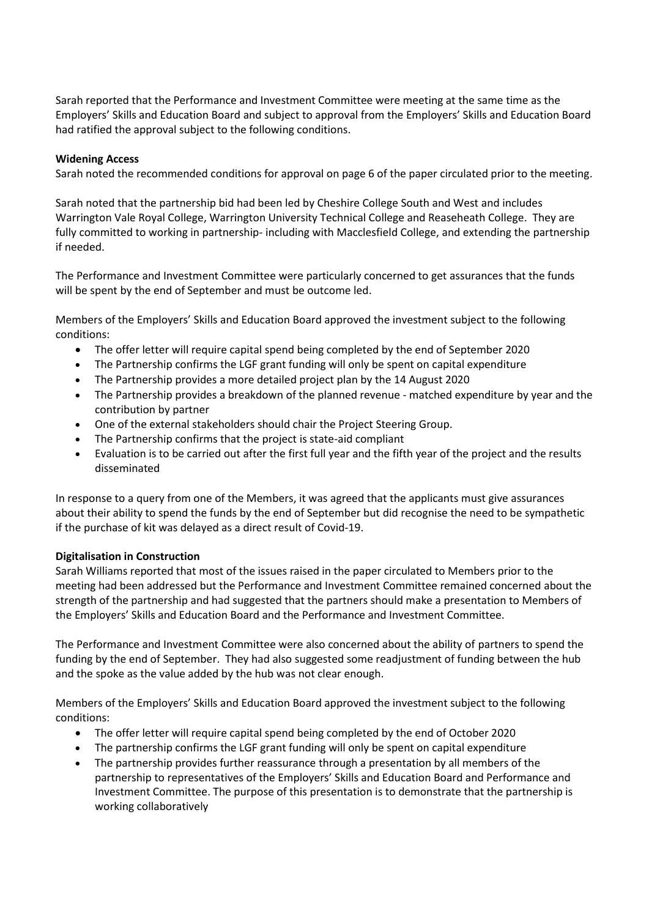Sarah reported that the Performance and Investment Committee were meeting at the same time as the Employers' Skills and Education Board and subject to approval from the Employers' Skills and Education Board had ratified the approval subject to the following conditions.

**Widening Access**

Sarah noted the recommended conditions for approval on page 6 of the paper circulated prior to the meeting.

Sarah noted that the partnership bid had been led by Cheshire College South and West and includes Warrington Vale Royal College, Warrington University Technical College and Reaseheath College. They are fully committed to working in partnership- including with Macclesfield College, and extending the partnership if needed.

The Performance and Investment Committee were particularly concerned to get assurances that the funds will be spent by the end of September and must be outcome led.

Members of the Employers' Skills and Education Board approved the investment subject to the following conditions:

- The offer letter will require capital spend being completed by the end of September 2020
- The Partnership confirms the LGF grant funding will only be spent on capital expenditure
- The Partnership provides a more detailed project plan by the 14 August 2020
- The Partnership provides a breakdown of the planned revenue - matched expenditure by year and the contribution by partner
- One of the external stakeholders should chair the Project Steering Group.
- The Partnership confirms that the project is state-aid compliant
- Evaluation is to be carried out after the first full year and the fifth year of the project and the results disseminated

In response to a query from one of the Members, it was agreed that the applicants must give assurances about their ability to spend the funds by the end of September but did recognise the need to be sympathetic if the purchase of kit was delayed as a direct result of Covid-19.

**Digitalisation in Construction**

Sarah Williams reported that most of the issues raised in the paper circulated to Members prior to the meeting had been addressed but the Performance and Investment Committee remained concerned about the strength of the partnership and had suggested that the partners should make a presentation to Members of the Employers' Skills and Education Board and the Performance and Investment Committee.

The Performance and Investment Committee were also concerned about the ability of partners to spend the funding by the end of September. They had also suggested some readjustment of funding between the hub and the spoke as the value added by the hub was not clear enough.

Members of the Employers' Skills and Education Board approved the investment subject to the following conditions:

- The offer letter will require capital spend being completed by the end of October 2020
- The partnership confirms the LGF grant funding will only be spent on capital expenditure
- The partnership provides further reassurance through a presentation by all members of the partnership to representatives of the Employers' Skills and Education Board and Performance and Investment Committee. The purpose of this presentation is to demonstrate that the partnership is working collaboratively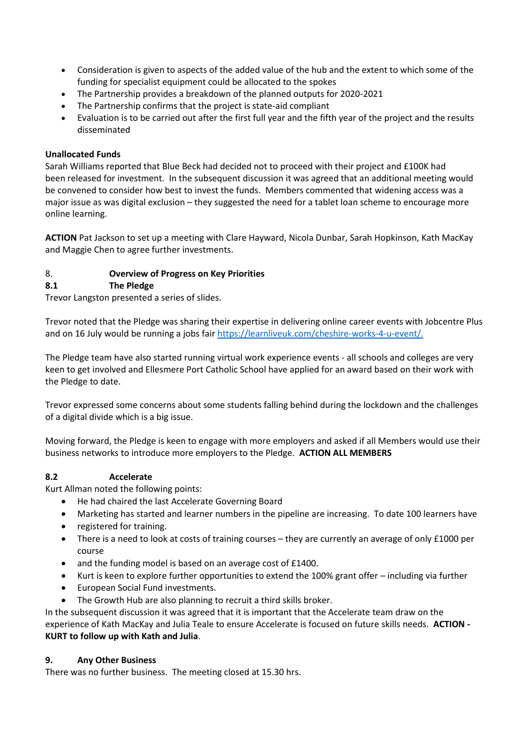- Consideration is given to aspects of the added value of the hub and the extent to which some of the funding for specialist equipment could be allocated to the spokes
- The Partnership provides a breakdown of the planned outputs for 2020-2021
- The Partnership confirms that the project is state-aid compliant
- Evaluation is to be carried out after the first full year and the fifth year of the project and the results disseminated

**Unallocated Funds**

Sarah Williams reported that Blue Beck had decided not to proceed with their project and £100K had been released for investment. In the subsequent discussion it was agreed that an additional meeting would be convened to consider how best to invest the funds. Members commented that widening access was a major issue as was digital exclusion – they suggested the need for a tablet loan scheme to encourage more online learning.

**ACTION** Pat Jackson to set up a meeting with Clare Hayward, Nicola Dunbar, Sarah Hopkinson, Kath MacKay and Maggie Chen to agree further investments.

## 8. Overview of Progress on Key Priorities

### 8.1 The Pledge

Trevor Langston presented a series of slides.

Trevor noted that the Pledge was sharing their expertise in delivering online career events with Jobcentre Plus and on 16 July would be running a jobs fair https://learnliveuk.com/cheshire-works-4-u-event/.

The Pledge team have also started running virtual work experience events - all schools and colleges are very keen to get involved and Ellesmere Port Catholic School have applied for an award based on their work with the Pledge to date.

Trevor expressed some concerns about some students falling behind during the lockdown and the challenges of a digital divide which is a big issue.

Moving forward, the Pledge is keen to engage with more employers and asked if all Members would use their business networks to introduce more employers to the Pledge. **ACTION ALL MEMBERS**

### 8.2 Accelerate

Kurt Allman noted the following points:

- He had chaired the last Accelerate Governing Board
- Marketing has started and learner numbers in the pipeline are increasing. To date 100 learners have
- registered for training.
- There is a need to look at costs of training courses – they are currently an average of only £1000 per course
- and the funding model is based on an average cost of £1400.
- Kurt is keen to explore further opportunities to extend the 100% grant offer – including via further
- European Social Fund investments.
- The Growth Hub are also planning to recruit a third skills broker.

In the subsequent discussion it was agreed that it is important that the Accelerate team draw on the experience of Kath MacKay and Julia Teale to ensure Accelerate is focused on future skills needs. **ACTION - KURT to follow up with Kath and Julia**.

## 9. Any Other Business

There was no further business. The meeting closed at 15.30 hrs.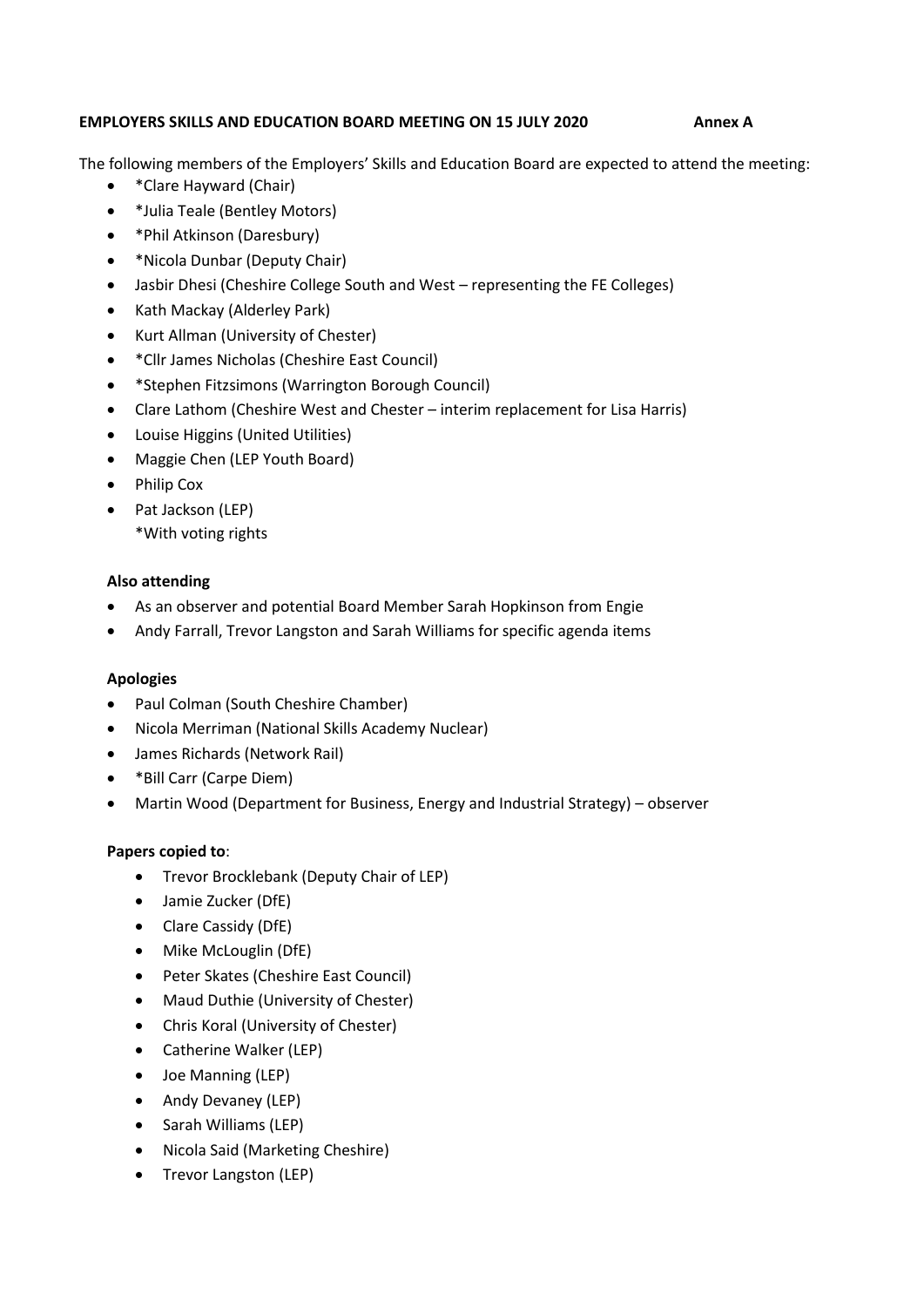**EMPLOYERS SKILLS AND EDUCATION BOARD MEETING ON 15 JULY 2020 Annex A**

The following members of the Employers' Skills and Education Board are expected to attend the meeting:

- *Clare Hayward (Chair)
- *Julia Teale (Bentley Motors)
- *Phil Atkinson (Daresbury)
- *Nicola Dunbar (Deputy Chair)
- Jasbir Dhesi (Cheshire College South and West – representing the FE Colleges)
- Kath Mackay (Alderley Park)
- Kurt Allman (University of Chester)
- *Cllr James Nicholas (Cheshire East Council)
- *Stephen Fitzsimons (Warrington Borough Council)
- Clare Lathom (Cheshire West and Chester – interim replacement for Lisa Harris)
- Louise Higgins (United Utilities)
- Maggie Chen (LEP Youth Board)
- Philip Cox
- Pat Jackson (LEP)

*With voting rights

**Also attending**

- As an observer and potential Board Member Sarah Hopkinson from Engie
- Andy Farrall, Trevor Langston and Sarah Williams for specific agenda items

**Apologies**

- Paul Colman (South Cheshire Chamber)
- Nicola Merriman (National Skills Academy Nuclear)
- James Richards (Network Rail)
- *Bill Carr (Carpe Diem)
- Martin Wood (Department for Business, Energy and Industrial Strategy) – observer

**Papers copied to**:

- Trevor Brocklebank (Deputy Chair of LEP)
- Jamie Zucker (DfE)
- Clare Cassidy (DfE)
- Mike McLouglin (DfE)
- Peter Skates (Cheshire East Council)
- Maud Duthie (University of Chester)
- Chris Koral (University of Chester)
- Catherine Walker (LEP)
- Joe Manning (LEP)
- Andy Devaney (LEP)
- Sarah Williams (LEP)
- Nicola Said (Marketing Cheshire)
- Trevor Langston (LEP)